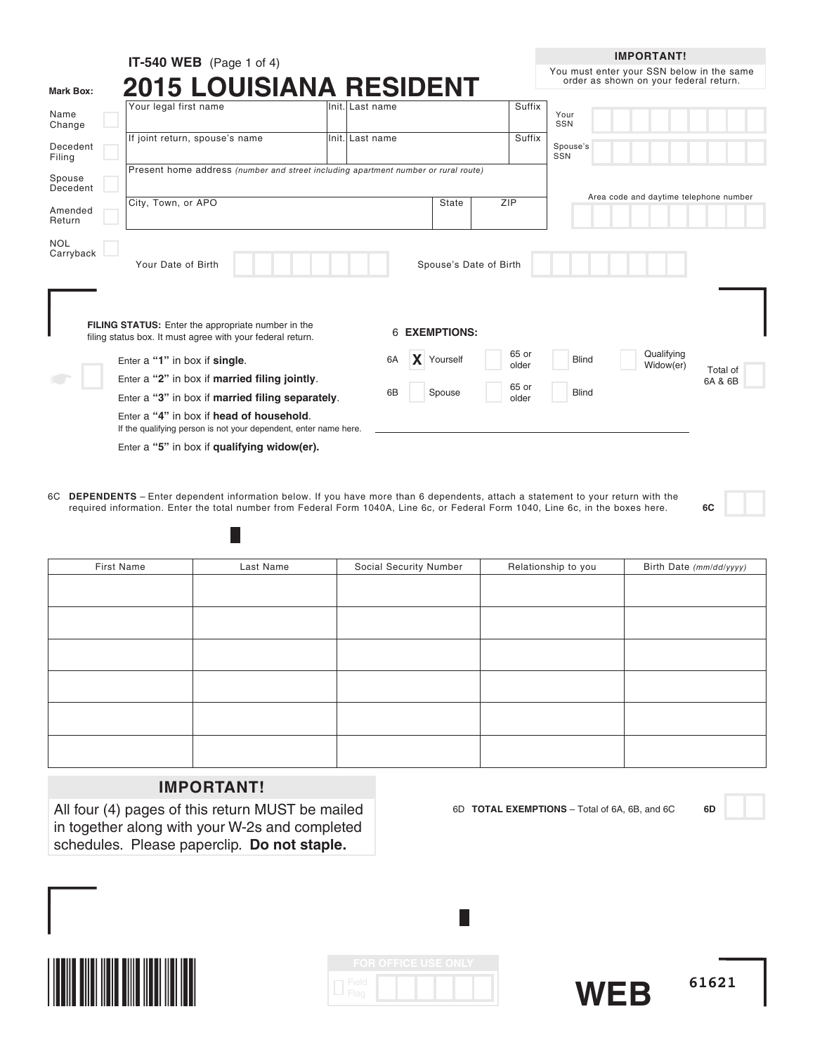IT-540 WEB (Page 1 of 4)

# 2015 LOUISIANA RESIDENT

**IMPORTANT!**
You must enter your SSN below in the same order as shown on your federal return.

**Mark Box:**

- Name Change
- Decedent Filing
- Spouse Decedent
- Amended Return
- NOL Carryback

| Your legal first name | Init. | Last name | Suffix |
|---|---|---|---|
| If joint return, spouse's name | Init. | Last name | Suffix |
| Present home address *(number and street including apartment number or rural route)* | | | |
| City, Town, or APO | State | ZIP | |

Your SSN

Spouse's SSN

Area code and daytime telephone number

Your Date of Birth

Spouse's Date of Birth

**FILING STATUS:** Enter the appropriate number in the filing status box. It must agree with your federal return.

Enter a **"1"** in box if **single**.

Enter a **"2"** in box if **married filing jointly**.

Enter a **"3"** in box if **married filing separately**.

Enter a **"4"** in box if **head of household**.
If the qualifying person is not your dependent, enter name here.

Enter a **"5"** in box if **qualifying widow(er).**

6 **EXEMPTIONS:**

6A X Yourself | 65 or older | Blind | Qualifying Widow(er)

6B Spouse | 65 or older | Blind

Total of 6A & 6B

6C **DEPENDENTS** – Enter dependent information below. If you have more than 6 dependents, attach a statement to your return with the required information. Enter the total number from Federal Form 1040A, Line 6c, or Federal Form 1040, Line 6c, in the boxes here. **6C**

| First Name | Last Name | Social Security Number | Relationship to you | Birth Date *(mm/dd/yyyy)* |
|---|---|---|---|---|
| | | | | |
| | | | | |
| | | | | |
| | | | | |
| | | | | |
| | | | | |

**IMPORTANT!**

All four (4) pages of this return MUST be mailed in together along with your W-2s and completed schedules. Please paperclip. **Do not staple.**

6D **TOTAL EXEMPTIONS** – Total of 6A, 6B, and 6C **6D**

FOR OFFICE USE ONLY

Field Flag

**WEB**

61621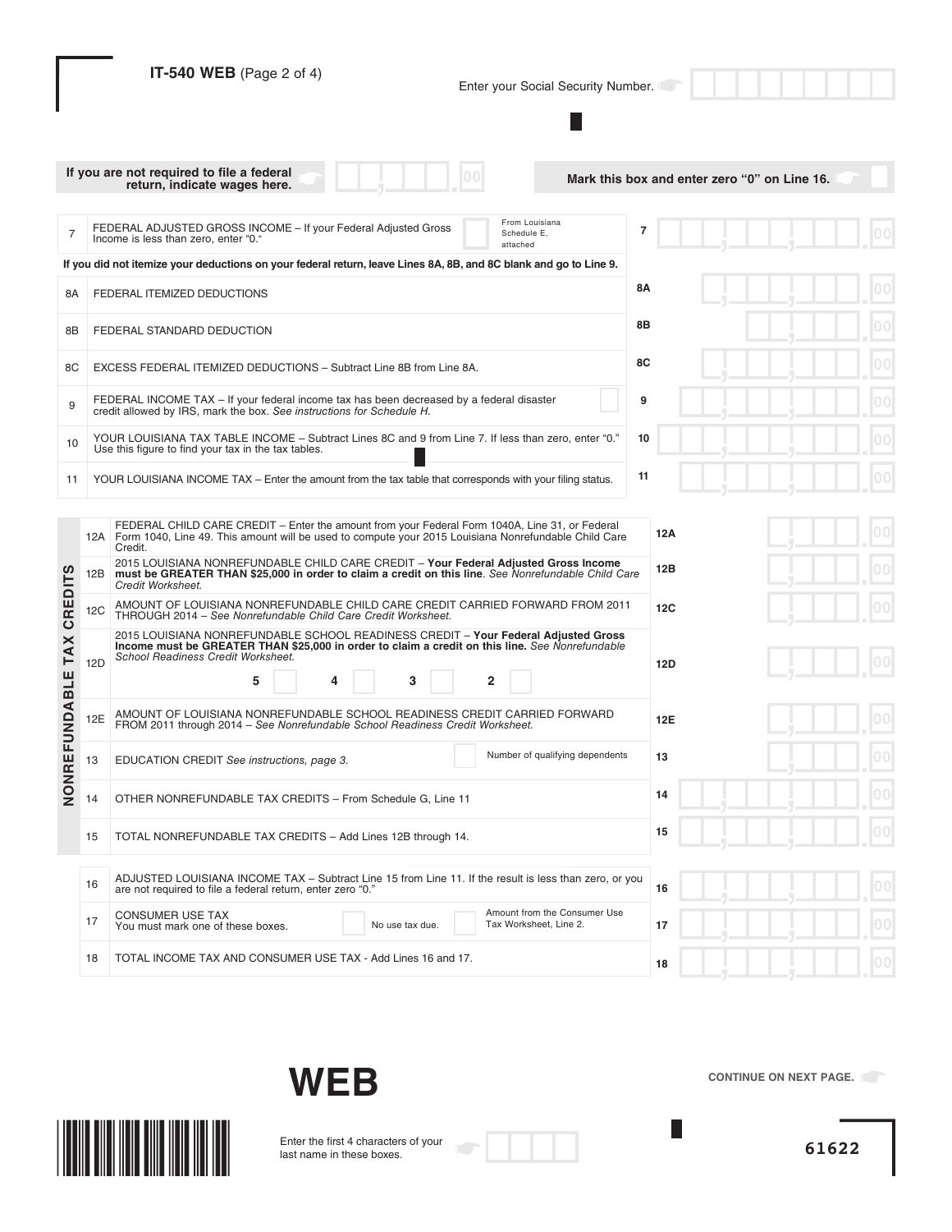**IT-540 WEB** (Page 2 of 4)

Enter your Social Security Number.

If you are not required to file a federal return, indicate wages here. .00

Mark this box and enter zero "0" on Line 16.

| Line | Description | Line | Amount |
|---|---|---|---|
| 7 | FEDERAL ADJUSTED GROSS INCOME – If your Federal Adjusted Gross Income is less than zero, enter "0." ☐ From Louisiana Schedule E, attached | 7 | .00 |
| | If you did not itemize your deductions on your federal return, leave Lines 8A, 8B, and 8C blank and go to Line 9. | | |
| 8A | FEDERAL ITEMIZED DEDUCTIONS | 8A | .00 |
| 8B | FEDERAL STANDARD DEDUCTION | 8B | .00 |
| 8C | EXCESS FEDERAL ITEMIZED DEDUCTIONS – Subtract Line 8B from Line 8A. | 8C | .00 |
| 9 | FEDERAL INCOME TAX – If your federal income tax has been decreased by a federal disaster credit allowed by IRS, mark the box. *See instructions for Schedule H.* ☐ | 9 | .00 |
| 10 | YOUR LOUISIANA TAX TABLE INCOME – Subtract Lines 8C and 9 from Line 7. If less than zero, enter "0." Use this figure to find your tax in the tax tables. | 10 | .00 |
| 11 | YOUR LOUISIANA INCOME TAX – Enter the amount from the tax table that corresponds with your filing status. | 11 | .00 |

**NONREFUNDABLE TAX CREDITS**

| Line | Description | Line | Amount |
|---|---|---|---|
| 12A | FEDERAL CHILD CARE CREDIT – Enter the amount from your Federal Form 1040A, Line 31, or Federal Form 1040, Line 49. This amount will be used to compute your 2015 Louisiana Nonrefundable Child Care Credit. | 12A | .00 |
| 12B | 2015 LOUISIANA NONREFUNDABLE CHILD CARE CREDIT – **Your Federal Adjusted Gross Income must be GREATER THAN $25,000 in order to claim a credit on this line**. *See Nonrefundable Child Care Credit Worksheet.* | 12B | .00 |
| 12C | AMOUNT OF LOUISIANA NONREFUNDABLE CHILD CARE CREDIT CARRIED FORWARD FROM 2011 THROUGH 2014 – *See Nonrefundable Child Care Credit Worksheet.* | 12C | .00 |
| 12D | 2015 LOUISIANA NONREFUNDABLE SCHOOL READINESS CREDIT – **Your Federal Adjusted Gross Income must be GREATER THAN $25,000 in order to claim a credit on this line.** *See Nonrefundable School Readiness Credit Worksheet.* 5 ☐ 4 ☐ 3 ☐ 2 ☐ | 12D | .00 |
| 12E | AMOUNT OF LOUISIANA NONREFUNDABLE SCHOOL READINESS CREDIT CARRIED FORWARD FROM 2011 through 2014 – *See Nonrefundable School Readiness Credit Worksheet.* | 12E | .00 |
| 13 | EDUCATION CREDIT *See instructions, page 3.* ☐ Number of qualifying dependents | 13 | .00 |
| 14 | OTHER NONREFUNDABLE TAX CREDITS – From Schedule G, Line 11 | 14 | .00 |
| 15 | TOTAL NONREFUNDABLE TAX CREDITS – Add Lines 12B through 14. | 15 | .00 |

| Line | Description | Line | Amount |
|---|---|---|---|
| 16 | ADJUSTED LOUISIANA INCOME TAX – Subtract Line 15 from Line 11. If the result is less than zero, or you are not required to file a federal return, enter zero "0." | 16 | .00 |
| 17 | CONSUMER USE TAX You must mark one of these boxes. ☐ No use tax due. ☐ Amount from the Consumer Use Tax Worksheet, Line 2. | 17 | .00 |
| 18 | TOTAL INCOME TAX AND CONSUMER USE TAX - Add Lines 16 and 17. | 18 | .00 |

**WEB**

CONTINUE ON NEXT PAGE.

Enter the first 4 characters of your last name in these boxes.

61622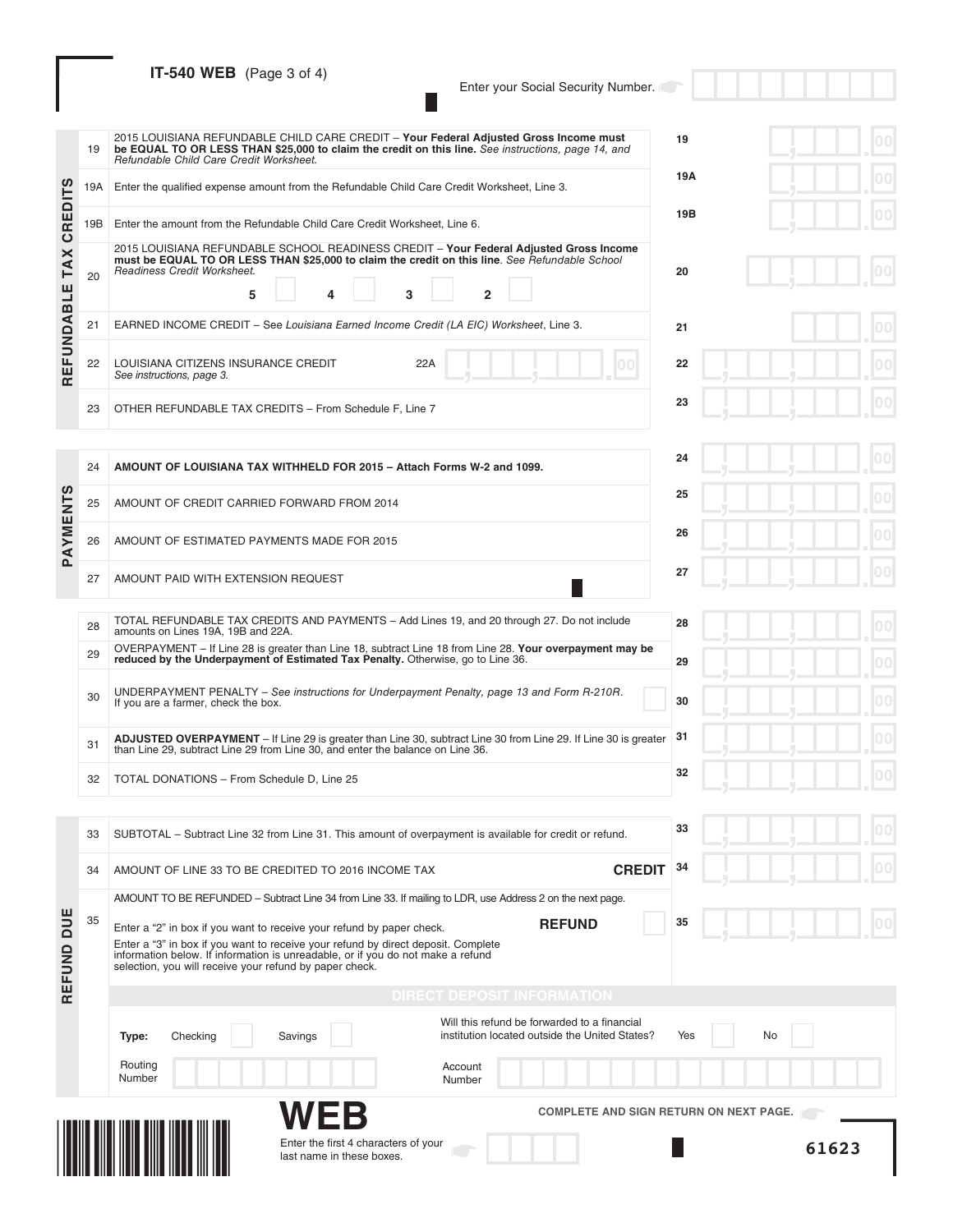**IT-540 WEB** (Page 3 of 4)

Enter your Social Security Number.

## REFUNDABLE TAX CREDITS

| Line | Description | | Amount |
|---|---|---|---|
| 19 | 2015 LOUISIANA REFUNDABLE CHILD CARE CREDIT – **Your Federal Adjusted Gross Income must be EQUAL TO OR LESS THAN $25,000 to claim the credit on this line.** *See instructions, page 14, and Refundable Child Care Credit Worksheet.* | 19 | .00 |
| 19A | Enter the qualified expense amount from the Refundable Child Care Credit Worksheet, Line 3. | 19A | .00 |
| 19B | Enter the amount from the Refundable Child Care Credit Worksheet, Line 6. | 19B | .00 |
| 20 | 2015 LOUISIANA REFUNDABLE SCHOOL READINESS CREDIT – **Your Federal Adjusted Gross Income must be EQUAL TO OR LESS THAN $25,000 to claim the credit on this line**. *See Refundable School Readiness Credit Worksheet.* 5 ☐ 4 ☐ 3 ☐ 2 ☐ | 20 | .00 |
| 21 | EARNED INCOME CREDIT – See *Louisiana Earned Income Credit (LA EIC) Worksheet*, Line 3. | 21 | .00 |
| 22 | LOUISIANA CITIZENS INSURANCE CREDIT *See instructions, page 3.* 22A .00 | 22 | .00 |
| 23 | OTHER REFUNDABLE TAX CREDITS – From Schedule F, Line 7 | 23 | .00 |

## PAYMENTS

| Line | Description | | Amount |
|---|---|---|---|
| 24 | **AMOUNT OF LOUISIANA TAX WITHHELD FOR 2015 – Attach Forms W-2 and 1099.** | 24 | .00 |
| 25 | AMOUNT OF CREDIT CARRIED FORWARD FROM 2014 | 25 | .00 |
| 26 | AMOUNT OF ESTIMATED PAYMENTS MADE FOR 2015 | 26 | .00 |
| 27 | AMOUNT PAID WITH EXTENSION REQUEST | 27 | .00 |

| Line | Description | | Amount |
|---|---|---|---|
| 28 | TOTAL REFUNDABLE TAX CREDITS AND PAYMENTS – Add Lines 19, and 20 through 27. Do not include amounts on Lines 19A, 19B and 22A. | 28 | .00 |
| 29 | OVERPAYMENT – If Line 28 is greater than Line 18, subtract Line 18 from Line 28. **Your overpayment may be reduced by the Underpayment of Estimated Tax Penalty.** Otherwise, go to Line 36. | 29 | .00 |
| 30 | UNDERPAYMENT PENALTY – *See instructions for Underpayment Penalty, page 13 and Form R-210R.* If you are a farmer, check the box. ☐ | 30 | .00 |
| 31 | **ADJUSTED OVERPAYMENT** – If Line 29 is greater than Line 30, subtract Line 30 from Line 29. If Line 30 is greater than Line 29, subtract Line 29 from Line 30, and enter the balance on Line 36. | 31 | .00 |
| 32 | TOTAL DONATIONS – From Schedule D, Line 25 | 32 | .00 |

## REFUND DUE

| Line | Description | | Amount |
|---|---|---|---|
| 33 | SUBTOTAL – Subtract Line 32 from Line 31. This amount of overpayment is available for credit or refund. | 33 | .00 |
| 34 | AMOUNT OF LINE 33 TO BE CREDITED TO 2016 INCOME TAX **CREDIT** | 34 | .00 |
| 35 | AMOUNT TO BE REFUNDED – Subtract Line 34 from Line 33. If mailing to LDR, use Address 2 on the next page. Enter a "2" in box if you want to receive your refund by paper check. Enter a "3" in box if you want to receive your refund by direct deposit. Complete information below. If information is unreadable, or if you do not make a refund selection, you will receive your refund by paper check. **REFUND** ☐ | 35 | .00 |

### DIRECT DEPOSIT INFORMATION

**Type:** Checking ☐ Savings ☐

Will this refund be forwarded to a financial institution located outside the United States? Yes ☐ No ☐

Routing Number ☐☐☐☐☐☐☐☐☐ Account Number ☐☐☐☐☐☐☐☐☐☐☐☐☐☐☐☐☐

**WEB**

Enter the first 4 characters of your last name in these boxes.

**COMPLETE AND SIGN RETURN ON NEXT PAGE.**

61623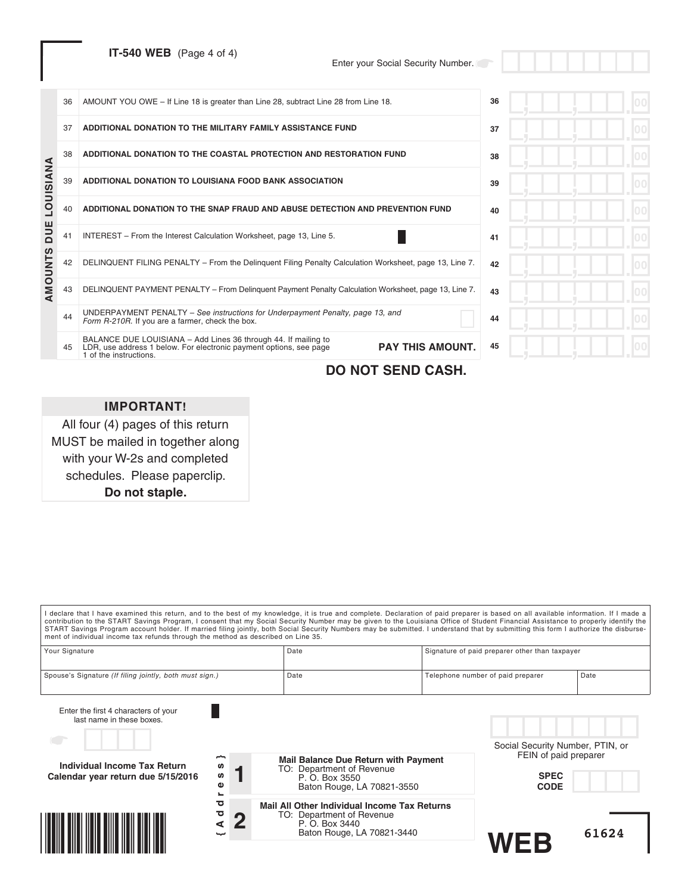**IT-540 WEB** (Page 4 of 4)

Enter your Social Security Number.

**AMOUNTS DUE LOUISIANA**

| | | | |
|---|---|---|---|
| 36 | AMOUNT YOU OWE – If Line 18 is greater than Line 28, subtract Line 28 from Line 18. | 36 | .00 |
| 37 | **ADDITIONAL DONATION TO THE MILITARY FAMILY ASSISTANCE FUND** | 37 | .00 |
| 38 | **ADDITIONAL DONATION TO THE COASTAL PROTECTION AND RESTORATION FUND** | 38 | .00 |
| 39 | **ADDITIONAL DONATION TO LOUISIANA FOOD BANK ASSOCIATION** | 39 | .00 |
| 40 | **ADDITIONAL DONATION TO THE SNAP FRAUD AND ABUSE DETECTION AND PREVENTION FUND** | 40 | .00 |
| 41 | INTEREST – From the Interest Calculation Worksheet, page 13, Line 5. | 41 | .00 |
| 42 | DELINQUENT FILING PENALTY – From the Delinquent Filing Penalty Calculation Worksheet, page 13, Line 7. | 42 | .00 |
| 43 | DELINQUENT PAYMENT PENALTY – From Delinquent Payment Penalty Calculation Worksheet, page 13, Line 7. | 43 | .00 |
| 44 | UNDERPAYMENT PENALTY – *See instructions for Underpayment Penalty, page 13, and Form R-210R.* If you are a farmer, check the box. | 44 | .00 |
| 45 | BALANCE DUE LOUISIANA – Add Lines 36 through 44. If mailing to LDR, use address 1 below. For electronic payment options, see page 1 of the instructions. **PAY THIS AMOUNT.** | 45 | .00 |

**DO NOT SEND CASH.**

**IMPORTANT!**

All four (4) pages of this return MUST be mailed in together along with your W-2s and completed schedules. Please paperclip. **Do not staple.**

I declare that I have examined this return, and to the best of my knowledge, it is true and complete. Declaration of paid preparer is based on all available information. If I made a contribution to the START Savings Program, I consent that my Social Security Number may be given to the Louisiana Office of Student Financial Assistance to properly identify the START Savings Program account holder. If married filing jointly, both Social Security Numbers may be submitted. I understand that by submitting this form I authorize the disbursement of individual income tax refunds through the method as described on Line 35.

| Your Signature | Date | Signature of paid preparer other than taxpayer | |
|---|---|---|---|
| Spouse's Signature *(If filing jointly, both must sign.)* | Date | Telephone number of paid preparer | Date |

Enter the first 4 characters of your last name in these boxes.

**Individual Income Tax Return**
**Calendar year return due 5/15/2016**

{Address}

**1** **Mail Balance Due Return with Payment**
TO: Department of Revenue
P. O. Box 3550
Baton Rouge, LA 70821-3550

**2** **Mail All Other Individual Income Tax Returns**
TO: Department of Revenue
P. O. Box 3440
Baton Rouge, LA 70821-3440

Social Security Number, PTIN, or FEIN of paid preparer

**SPEC CODE**

**WEB** 61624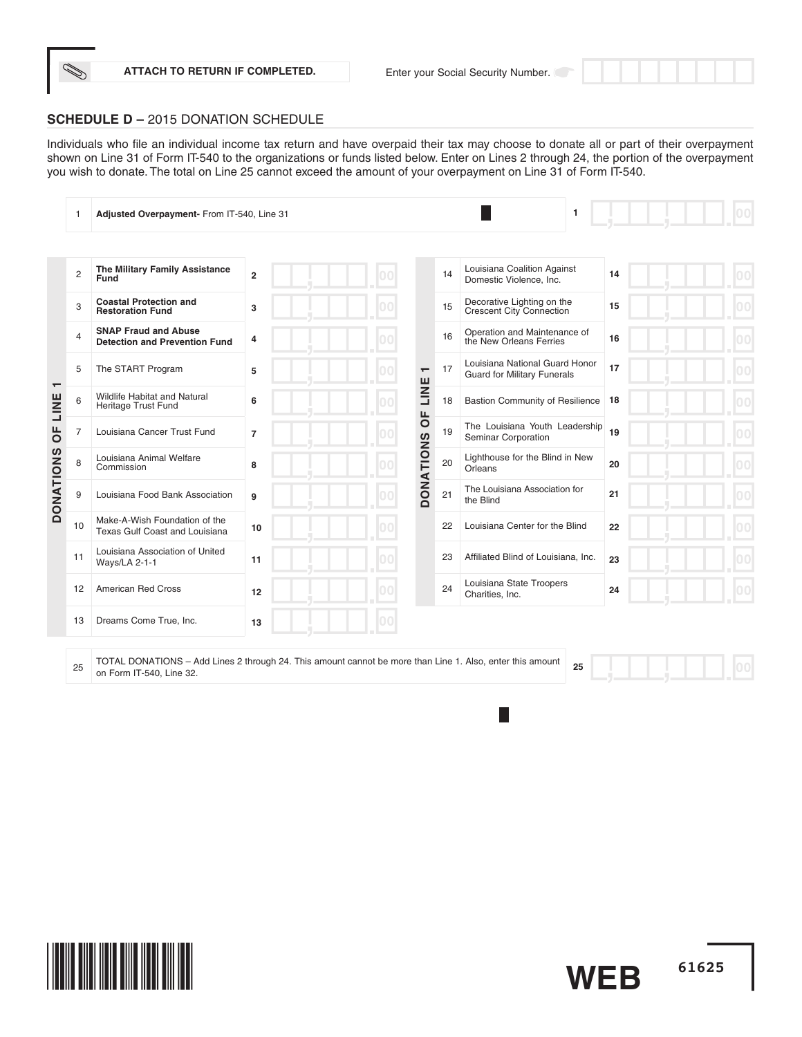ATTACH TO RETURN IF COMPLETED.

Enter your Social Security Number.

## SCHEDULE D – 2015 DONATION SCHEDULE

Individuals who file an individual income tax return and have overpaid their tax may choose to donate all or part of their overpayment shown on Line 31 of Form IT-540 to the organizations or funds listed below. Enter on Lines 2 through 24, the portion of the overpayment you wish to donate. The total on Line 25 cannot exceed the amount of your overpayment on Line 31 of Form IT-540.

| | | | |
|---|---|---|---|
| 1 | **Adjusted Overpayment-** From IT-540, Line 31 | 1 | .00 |

**DONATIONS OF LINE 1**

| | | | |
|---|---|---|---|
| 2 | **The Military Family Assistance Fund** | 2 | .00 |
| 3 | **Coastal Protection and Restoration Fund** | 3 | .00 |
| 4 | **SNAP Fraud and Abuse Detection and Prevention Fund** | 4 | .00 |
| 5 | The START Program | 5 | .00 |
| 6 | Wildlife Habitat and Natural Heritage Trust Fund | 6 | .00 |
| 7 | Louisiana Cancer Trust Fund | 7 | .00 |
| 8 | Louisiana Animal Welfare Commission | 8 | .00 |
| 9 | Louisiana Food Bank Association | 9 | .00 |
| 10 | Make-A-Wish Foundation of the Texas Gulf Coast and Louisiana | 10 | .00 |
| 11 | Louisiana Association of United Ways/LA 2-1-1 | 11 | .00 |
| 12 | American Red Cross | 12 | .00 |
| 13 | Dreams Come True, Inc. | 13 | .00 |
| 14 | Louisiana Coalition Against Domestic Violence, Inc. | 14 | .00 |
| 15 | Decorative Lighting on the Crescent City Connection | 15 | .00 |
| 16 | Operation and Maintenance of the New Orleans Ferries | 16 | .00 |
| 17 | Louisiana National Guard Honor Guard for Military Funerals | 17 | .00 |
| 18 | Bastion Community of Resilience | 18 | .00 |
| 19 | The Louisiana Youth Leadership Seminar Corporation | 19 | .00 |
| 20 | Lighthouse for the Blind in New Orleans | 20 | .00 |
| 21 | The Louisiana Association for the Blind | 21 | .00 |
| 22 | Louisiana Center for the Blind | 22 | .00 |
| 23 | Affiliated Blind of Louisiana, Inc. | 23 | .00 |
| 24 | Louisiana State Troopers Charities, Inc. | 24 | .00 |

| | | | |
|---|---|---|---|
| 25 | TOTAL DONATIONS – Add Lines 2 through 24. This amount cannot be more than Line 1. Also, enter this amount on Form IT-540, Line 32. | 25 | .00 |

WEB 61625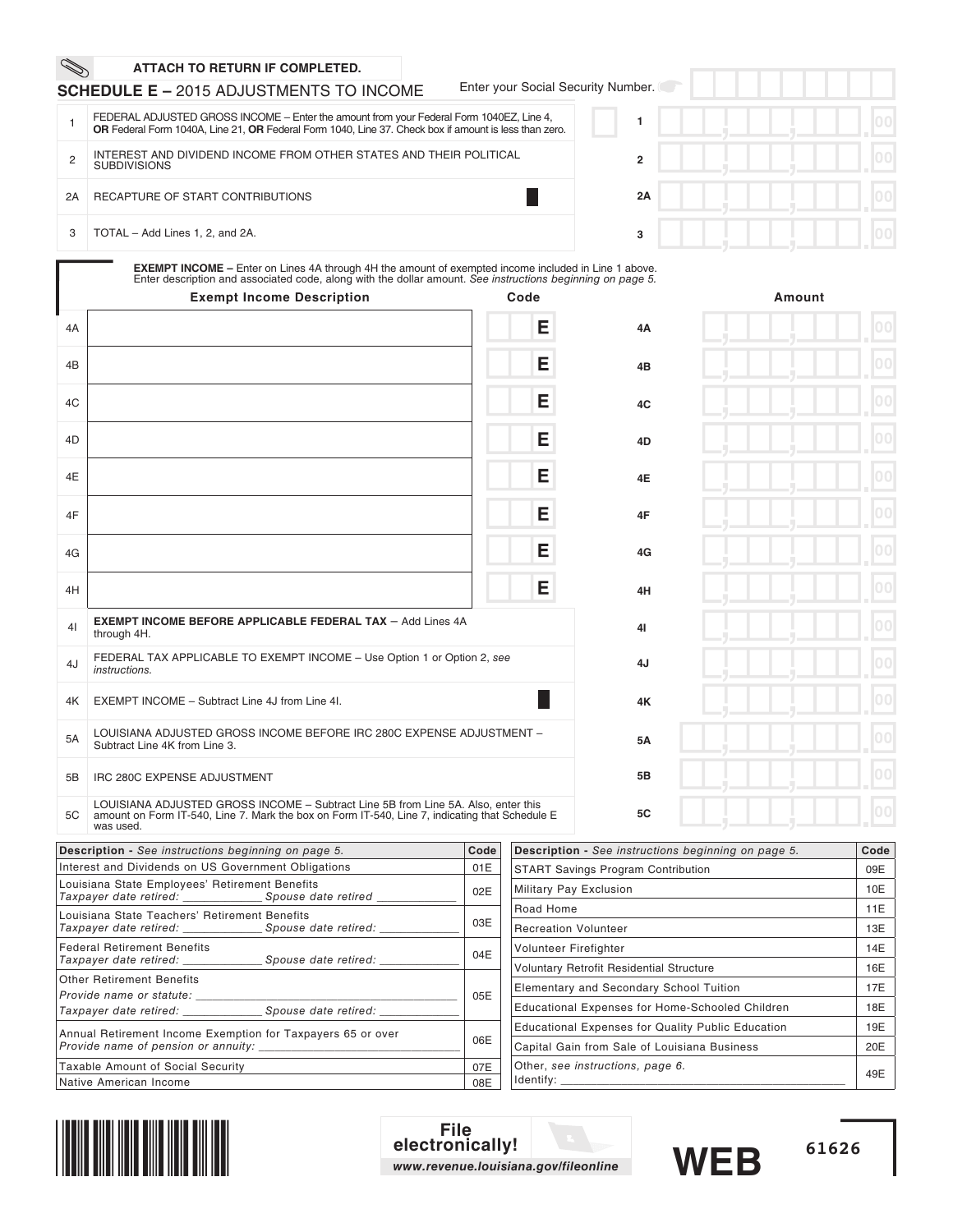ATTACH TO RETURN IF COMPLETED.

## SCHEDULE E – 2015 ADJUSTMENTS TO INCOME

Enter your Social Security Number.

| | | | |
|---|---|---|---|
| 1 | FEDERAL ADJUSTED GROSS INCOME – Enter the amount from your Federal Form 1040EZ, Line 4, **OR** Federal Form 1040A, Line 21, **OR** Federal Form 1040, Line 37. Check box if amount is less than zero. | 1 | .00 |
| 2 | INTEREST AND DIVIDEND INCOME FROM OTHER STATES AND THEIR POLITICAL SUBDIVISIONS | 2 | .00 |
| 2A | RECAPTURE OF START CONTRIBUTIONS | 2A | .00 |
| 3 | TOTAL – Add Lines 1, 2, and 2A. | 3 | .00 |

**EXEMPT INCOME –** Enter on Lines 4A through 4H the amount of exempted income included in Line 1 above. Enter description and associated code, along with the dollar amount. *See instructions beginning on page 5.*

| | Exempt Income Description | Code | | Amount |
|---|---|---|---|---|
| 4A | | E | 4A | .00 |
| 4B | | E | 4B | .00 |
| 4C | | E | 4C | .00 |
| 4D | | E | 4D | .00 |
| 4E | | E | 4E | .00 |
| 4F | | E | 4F | .00 |
| 4G | | E | 4G | .00 |
| 4H | | E | 4H | .00 |
| 4I | **EXEMPT INCOME BEFORE APPLICABLE FEDERAL TAX** – Add Lines 4A through 4H. | | 4I | .00 |
| 4J | FEDERAL TAX APPLICABLE TO EXEMPT INCOME – Use Option 1 or Option 2, *see instructions.* | | 4J | .00 |
| 4K | EXEMPT INCOME – Subtract Line 4J from Line 4I. | | 4K | .00 |
| 5A | LOUISIANA ADJUSTED GROSS INCOME BEFORE IRC 280C EXPENSE ADJUSTMENT – Subtract Line 4K from Line 3. | | 5A | .00 |
| 5B | IRC 280C EXPENSE ADJUSTMENT | | 5B | .00 |
| 5C | LOUISIANA ADJUSTED GROSS INCOME – Subtract Line 5B from Line 5A. Also, enter this amount on Form IT-540, Line 7. Mark the box on Form IT-540, Line 7, indicating that Schedule E was used. | | 5C | .00 |

| Description - *See instructions beginning on page 5.* | Code |
|---|---|
| Interest and Dividends on US Government Obligations | 01E |
| Louisiana State Employees' Retirement Benefits *Taxpayer date retired: ____________ Spouse date retired ____________* | 02E |
| Louisiana State Teachers' Retirement Benefits *Taxpayer date retired: ____________ Spouse date retired: ____________* | 03E |
| Federal Retirement Benefits *Taxpayer date retired: ____________ Spouse date retired: ____________* | 04E |
| Other Retirement Benefits *Provide name or statute: ____________ Taxpayer date retired: ____________ Spouse date retired: ____________* | 05E |
| Annual Retirement Income Exemption for Taxpayers 65 or over *Provide name of pension or annuity: ____________* | 06E |
| Taxable Amount of Social Security | 07E |
| Native American Income | 08E |
| START Savings Program Contribution | 09E |
| Military Pay Exclusion | 10E |
| Road Home | 11E |
| Recreation Volunteer | 13E |
| Volunteer Firefighter | 14E |
| Voluntary Retrofit Residential Structure | 16E |
| Elementary and Secondary School Tuition | 17E |
| Educational Expenses for Home-Schooled Children | 18E |
| Educational Expenses for Quality Public Education | 19E |
| Capital Gain from Sale of Louisiana Business | 20E |
| Other, *see instructions, page 6.* Identify: ____________ | 49E |

**File electronically!**
*www.revenue.louisiana.gov/fileonline*

WEB 61626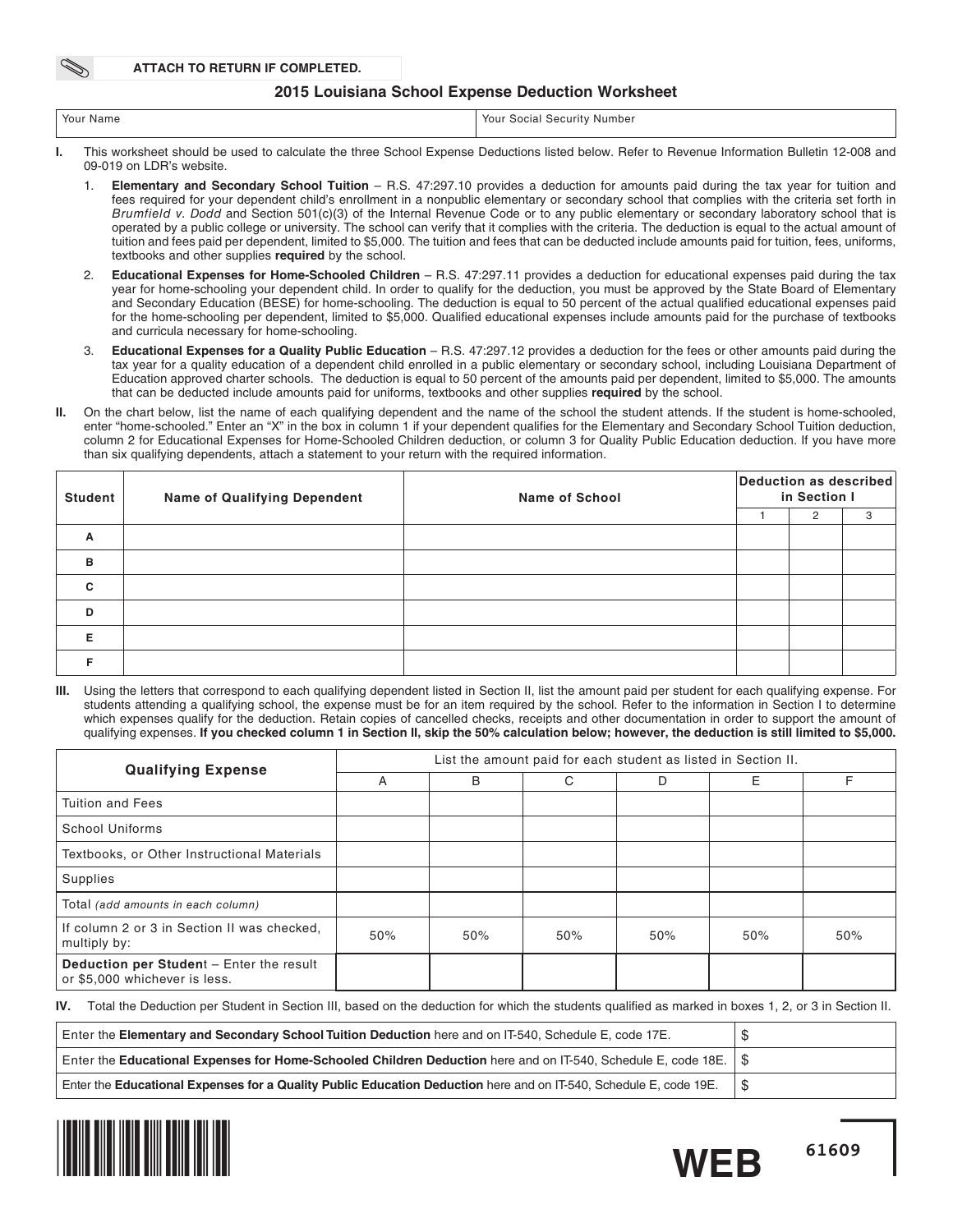**ATTACH TO RETURN IF COMPLETED.**

# 2015 Louisiana School Expense Deduction Worksheet

| Your Name | Your Social Security Number |
|---|---|
| | |

**I.** This worksheet should be used to calculate the three School Expense Deductions listed below. Refer to Revenue Information Bulletin 12-008 and 09-019 on LDR's website.

1. **Elementary and Secondary School Tuition** – R.S. 47:297.10 provides a deduction for amounts paid during the tax year for tuition and fees required for your dependent child's enrollment in a nonpublic elementary or secondary school that complies with the criteria set forth in *Brumfield v. Dodd* and Section 501(c)(3) of the Internal Revenue Code or to any public elementary or secondary laboratory school that is operated by a public college or university. The school can verify that it complies with the criteria. The deduction is equal to the actual amount of tuition and fees paid per dependent, limited to $5,000. The tuition and fees that can be deducted include amounts paid for tuition, fees, uniforms, textbooks and other supplies **required** by the school.
2. **Educational Expenses for Home-Schooled Children** – R.S. 47:297.11 provides a deduction for educational expenses paid during the tax year for home-schooling your dependent child. In order to qualify for the deduction, you must be approved by the State Board of Elementary and Secondary Education (BESE) for home-schooling. The deduction is equal to 50 percent of the actual qualified educational expenses paid for the home-schooling per dependent, limited to $5,000. Qualified educational expenses include amounts paid for the purchase of textbooks and curricula necessary for home-schooling.
3. **Educational Expenses for a Quality Public Education** – R.S. 47:297.12 provides a deduction for the fees or other amounts paid during the tax year for a quality education of a dependent child enrolled in a public elementary or secondary school, including Louisiana Department of Education approved charter schools. The deduction is equal to 50 percent of the amounts paid per dependent, limited to $5,000. The amounts that can be deducted include amounts paid for uniforms, textbooks and other supplies **required** by the school.

**II.** On the chart below, list the name of each qualifying dependent and the name of the school the student attends. If the student is home-schooled, enter "home-schooled." Enter an "X" in the box in column 1 if your dependent qualifies for the Elementary and Secondary School Tuition deduction, column 2 for Educational Expenses for Home-Schooled Children deduction, or column 3 for Quality Public Education deduction. If you have more than six qualifying dependents, attach a statement to your return with the required information.

| Student | Name of Qualifying Dependent | Name of School | Deduction as described in Section I | | |
|---|---|---|---|---|---|
| | | | 1 | 2 | 3 |
| A | | | | | |
| B | | | | | |
| C | | | | | |
| D | | | | | |
| E | | | | | |
| F | | | | | |

**III.** Using the letters that correspond to each qualifying dependent listed in Section II, list the amount paid per student for each qualifying expense. For students attending a qualifying school, the expense must be for an item required by the school. Refer to the information in Section I to determine which expenses qualify for the deduction. Retain copies of cancelled checks, receipts and other documentation in order to support the amount of qualifying expenses. **If you checked column 1 in Section II, skip the 50% calculation below; however, the deduction is still limited to $5,000.**

| Qualifying Expense | List the amount paid for each student as listed in Section II. | | | | | |
|---|---|---|---|---|---|---|
| | A | B | C | D | E | F |
| Tuition and Fees | | | | | | |
| School Uniforms | | | | | | |
| Textbooks, or Other Instructional Materials | | | | | | |
| Supplies | | | | | | |
| Total *(add amounts in each column)* | | | | | | |
| If column 2 or 3 in Section II was checked, multiply by: | 50% | 50% | 50% | 50% | 50% | 50% |
| **Deduction per Student** – Enter the result or $5,000 whichever is less. | | | | | | |

**IV.** Total the Deduction per Student in Section III, based on the deduction for which the students qualified as marked in boxes 1, 2, or 3 in Section II.

| | |
|---|---|
| Enter the **Elementary and Secondary School Tuition Deduction** here and on IT-540, Schedule E, code 17E. | $ |
| Enter the **Educational Expenses for Home-Schooled Children Deduction** here and on IT-540, Schedule E, code 18E. | $ |
| Enter the **Educational Expenses for a Quality Public Education Deduction** here and on IT-540, Schedule E, code 19E. | $ |

WEB 61609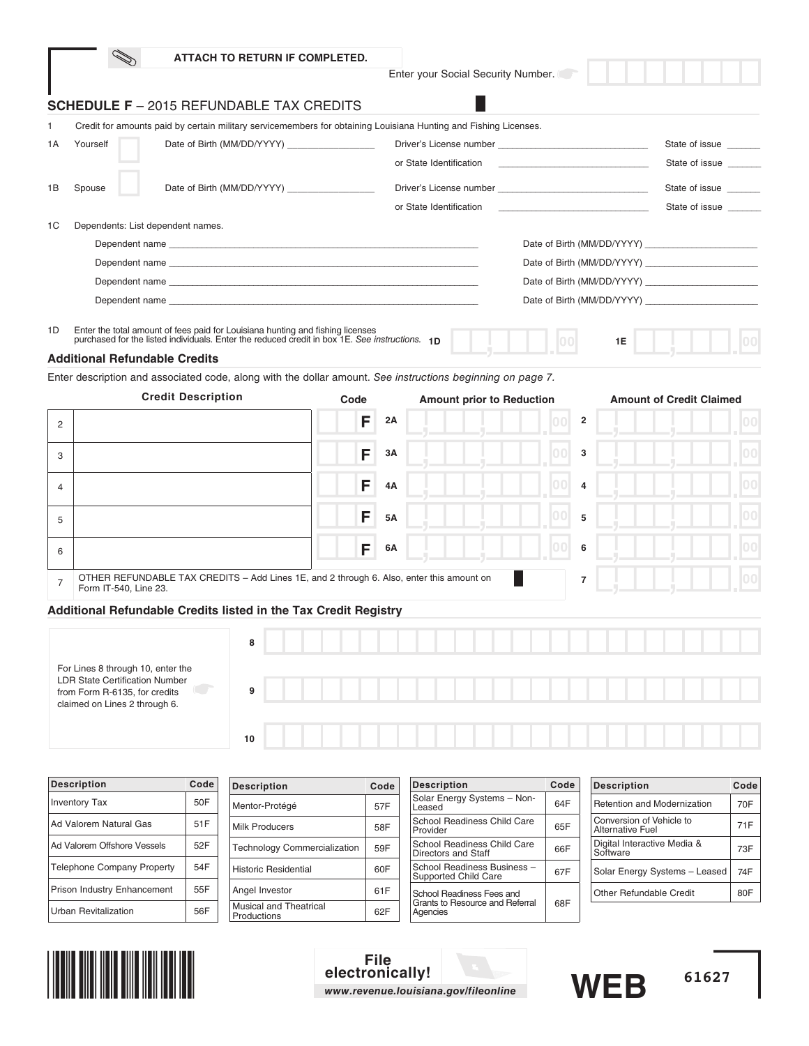ATTACH TO RETURN IF COMPLETED.

Enter your Social Security Number.

## SCHEDULE F – 2015 REFUNDABLE TAX CREDITS

1 Credit for amounts paid by certain military servicemembers for obtaining Louisiana Hunting and Fishing Licenses.

1A Yourself Date of Birth (MM/DD/YYYY) ________________ Driver's License number ____________________________ State of issue ______
or State Identification ____________________________ State of issue ______

1B Spouse Date of Birth (MM/DD/YYYY) ________________ Driver's License number ____________________________ State of issue ______
or State Identification ____________________________ State of issue ______

1C Dependents: List dependent names.

Dependent name ____________________________________________ Date of Birth (MM/DD/YYYY) ____________________

Dependent name ____________________________________________ Date of Birth (MM/DD/YYYY) ____________________

Dependent name ____________________________________________ Date of Birth (MM/DD/YYYY) ____________________

Dependent name ____________________________________________ Date of Birth (MM/DD/YYYY) ____________________

1D Enter the total amount of fees paid for Louisiana hunting and fishing licenses purchased for the listed individuals. Enter the reduced credit in box 1E. *See instructions.* **1D** ______.00 **1E** ______.00

### Additional Refundable Credits

Enter description and associated code, along with the dollar amount. *See instructions beginning on page 7.*

| | Credit Description | Code | | Amount prior to Reduction | | Amount of Credit Claimed |
|---|---|---|---|---|---|---|
| 2 | | F | 2A | .00 | 2 | .00 |
| 3 | | F | 3A | .00 | 3 | .00 |
| 4 | | F | 4A | .00 | 4 | .00 |
| 5 | | F | 5A | .00 | 5 | .00 |
| 6 | | F | 6A | .00 | 6 | .00 |
| 7 | OTHER REFUNDABLE TAX CREDITS – Add Lines 1E, and 2 through 6. Also, enter this amount on Form IT-540, Line 23. | | | | 7 | .00 |

### Additional Refundable Credits listed in the Tax Credit Registry

For Lines 8 through 10, enter the LDR State Certification Number from Form R-6135, for credits claimed on Lines 2 through 6.

8 ____________________

9 ____________________

10 ____________________

| Description | Code |
|---|---|
| Inventory Tax | 50F |
| Ad Valorem Natural Gas | 51F |
| Ad Valorem Offshore Vessels | 52F |
| Telephone Company Property | 54F |
| Prison Industry Enhancement | 55F |
| Urban Revitalization | 56F |
| Mentor-Protégé | 57F |
| Milk Producers | 58F |
| Technology Commercialization | 59F |
| Historic Residential | 60F |
| Angel Investor | 61F |
| Musical and Theatrical Productions | 62F |
| Solar Energy Systems – Non-Leased | 64F |
| School Readiness Child Care Provider | 65F |
| School Readiness Child Care Directors and Staff | 66F |
| School Readiness Business – Supported Child Care | 67F |
| School Readiness Fees and Grants to Resource and Referral Agencies | 68F |
| Retention and Modernization | 70F |
| Conversion of Vehicle to Alternative Fuel | 71F |
| Digital Interactive Media & Software | 73F |
| Solar Energy Systems – Leased | 74F |
| Other Refundable Credit | 80F |

File electronically!
www.revenue.louisiana.gov/fileonline

WEB 61627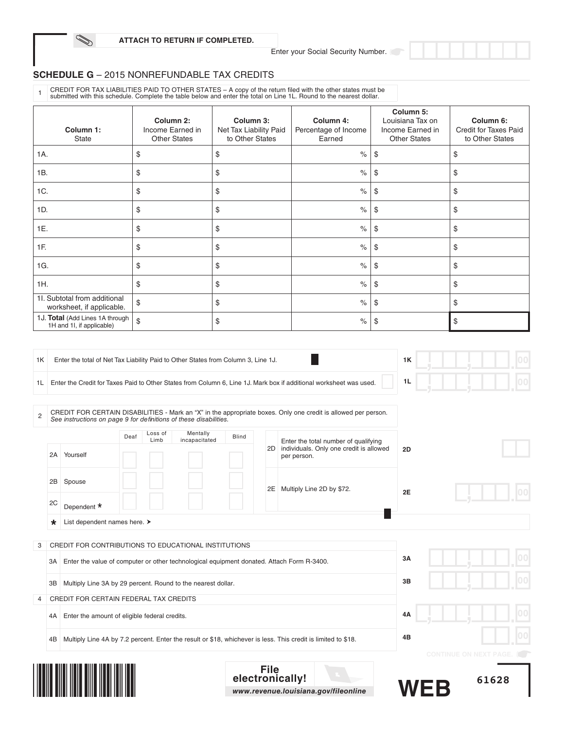**ATTACH TO RETURN IF COMPLETED.**

Enter your Social Security Number.

## SCHEDULE G – 2015 NONREFUNDABLE TAX CREDITS

1 CREDIT FOR TAX LIABILITIES PAID TO OTHER STATES – A copy of the return filed with the other states must be submitted with this schedule. Complete the table below and enter the total on Line 1L. Round to the nearest dollar.

| Column 1: State | Column 2: Income Earned in Other States | Column 3: Net Tax Liability Paid to Other States | Column 4: Percentage of Income Earned | Column 5: Louisiana Tax on Income Earned in Other States | Column 6: Credit for Taxes Paid to Other States |
|---|---|---|---|---|---|
| 1A. | $ | $ | % | $ | $ |
| 1B. | $ | $ | % | $ | $ |
| 1C. | $ | $ | % | $ | $ |
| 1D. | $ | $ | % | $ | $ |
| 1E. | $ | $ | % | $ | $ |
| 1F. | $ | $ | % | $ | $ |
| 1G. | $ | $ | % | $ | $ |
| 1H. | $ | $ | % | $ | $ |
| 1I. Subtotal from additional worksheet, if applicable. | $ | $ | % | $ | $ |
| 1J. **Total** (Add Lines 1A through 1H and 1I, if applicable) | $ | $ | % | $ | $ |

1K Enter the total of Net Tax Liability Paid to Other States from Column 3, Line 1J. **1K** .00

1L Enter the Credit for Taxes Paid to Other States from Column 6, Line 1J. Mark box if additional worksheet was used. ☐ **1L** .00

2 CREDIT FOR CERTAIN DISABILITIES - Mark an "X" in the appropriate boxes. Only one credit is allowed per person. *See instructions on page 9 for definitions of these disabilities.*

| | | Deaf | Loss of Limb | Mentally incapacitated | Blind |
|---|---|---|---|---|---|
| 2A | Yourself | ☐ | ☐ | ☐ | ☐ |
| 2B | Spouse | ☐ | ☐ | ☐ | ☐ |
| 2C | Dependent * | ☐ | ☐ | ☐ | ☐ |

\* List dependent names here. ➤

2D Enter the total number of qualifying individuals. Only one credit is allowed per person. **2D**

2E Multiply Line 2D by $72. **2E** .00

3 CREDIT FOR CONTRIBUTIONS TO EDUCATIONAL INSTITUTIONS

3A Enter the value of computer or other technological equipment donated. Attach Form R-3400. **3A** .00

3B Multiply Line 3A by 29 percent. Round to the nearest dollar. **3B** .00

4 CREDIT FOR CERTAIN FEDERAL TAX CREDITS

4A Enter the amount of eligible federal credits. **4A** .00

4B Multiply Line 4A by 7.2 percent. Enter the result or $18, whichever is less. This credit is limited to $18. **4B** .00

CONTINUE ON NEXT PAGE.

**File electronically!** www.revenue.louisiana.gov/fileonline

WEB 61628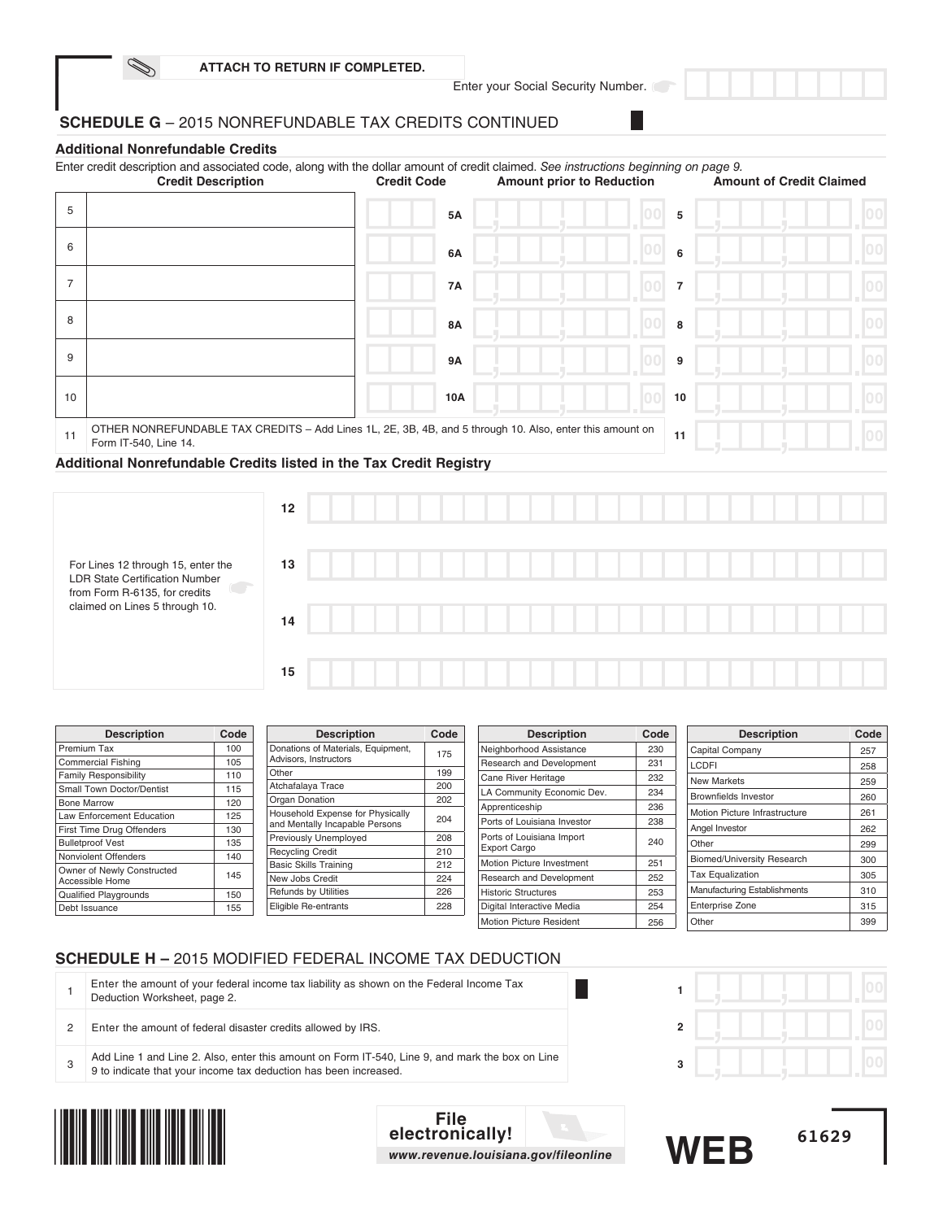ATTACH TO RETURN IF COMPLETED.

Enter your Social Security Number.

## SCHEDULE G – 2015 NONREFUNDABLE TAX CREDITS CONTINUED

### Additional Nonrefundable Credits

Enter credit description and associated code, along with the dollar amount of credit claimed. *See instructions beginning on page 9.*

| | Credit Description | Credit Code | | Amount prior to Reduction | | Amount of Credit Claimed |
|---|---|---|---|---|---|---|
| 5 | | | 5A | .00 | 5 | .00 |
| 6 | | | 6A | .00 | 6 | .00 |
| 7 | | | 7A | .00 | 7 | .00 |
| 8 | | | 8A | .00 | 8 | .00 |
| 9 | | | 9A | .00 | 9 | .00 |
| 10 | | | 10A | .00 | 10 | .00 |
| 11 | OTHER NONREFUNDABLE TAX CREDITS – Add Lines 1L, 2E, 3B, 4B, and 5 through 10. Also, enter this amount on Form IT-540, Line 14. | | | | 11 | .00 |

### Additional Nonrefundable Credits listed in the Tax Credit Registry

For Lines 12 through 15, enter the LDR State Certification Number from Form R-6135, for credits claimed on Lines 5 through 10.

12

13

14

15

| Description | Code |
|---|---|
| Premium Tax | 100 |
| Commercial Fishing | 105 |
| Family Responsibility | 110 |
| Small Town Doctor/Dentist | 115 |
| Bone Marrow | 120 |
| Law Enforcement Education | 125 |
| First Time Drug Offenders | 130 |
| Bulletproof Vest | 135 |
| Nonviolent Offenders | 140 |
| Owner of Newly Constructed Accessible Home | 145 |
| Qualified Playgrounds | 150 |
| Debt Issuance | 155 |

| Description | Code |
|---|---|
| Donations of Materials, Equipment, Advisors, Instructors | 175 |
| Other | 199 |
| Atchafalaya Trace | 200 |
| Organ Donation | 202 |
| Household Expense for Physically and Mentally Incapable Persons | 204 |
| Previously Unemployed | 208 |
| Recycling Credit | 210 |
| Basic Skills Training | 212 |
| New Jobs Credit | 224 |
| Refunds by Utilities | 226 |
| Eligible Re-entrants | 228 |

| Description | Code |
|---|---|
| Neighborhood Assistance | 230 |
| Research and Development | 231 |
| Cane River Heritage | 232 |
| LA Community Economic Dev. | 234 |
| Apprenticeship | 236 |
| Ports of Louisiana Investor | 238 |
| Ports of Louisiana Import Export Cargo | 240 |
| Motion Picture Investment | 251 |
| Research and Development | 252 |
| Historic Structures | 253 |
| Digital Interactive Media | 254 |
| Motion Picture Resident | 256 |

| Description | Code |
|---|---|
| Capital Company | 257 |
| LCDFI | 258 |
| New Markets | 259 |
| Brownfields Investor | 260 |
| Motion Picture Infrastructure | 261 |
| Angel Investor | 262 |
| Other | 299 |
| Biomed/University Research | 300 |
| Tax Equalization | 305 |
| Manufacturing Establishments | 310 |
| Enterprise Zone | 315 |
| Other | 399 |

## SCHEDULE H – 2015 MODIFIED FEDERAL INCOME TAX DEDUCTION

| | | | |
|---|---|---|---|
| 1 | Enter the amount of your federal income tax liability as shown on the Federal Income Tax Deduction Worksheet, page 2. | 1 | .00 |
| 2 | Enter the amount of federal disaster credits allowed by IRS. | 2 | .00 |
| 3 | Add Line 1 and Line 2. Also, enter this amount on Form IT-540, Line 9, and mark the box on Line 9 to indicate that your income tax deduction has been increased. | 3 | .00 |

File electronically!
www.revenue.louisiana.gov/fileonline

WEB 61629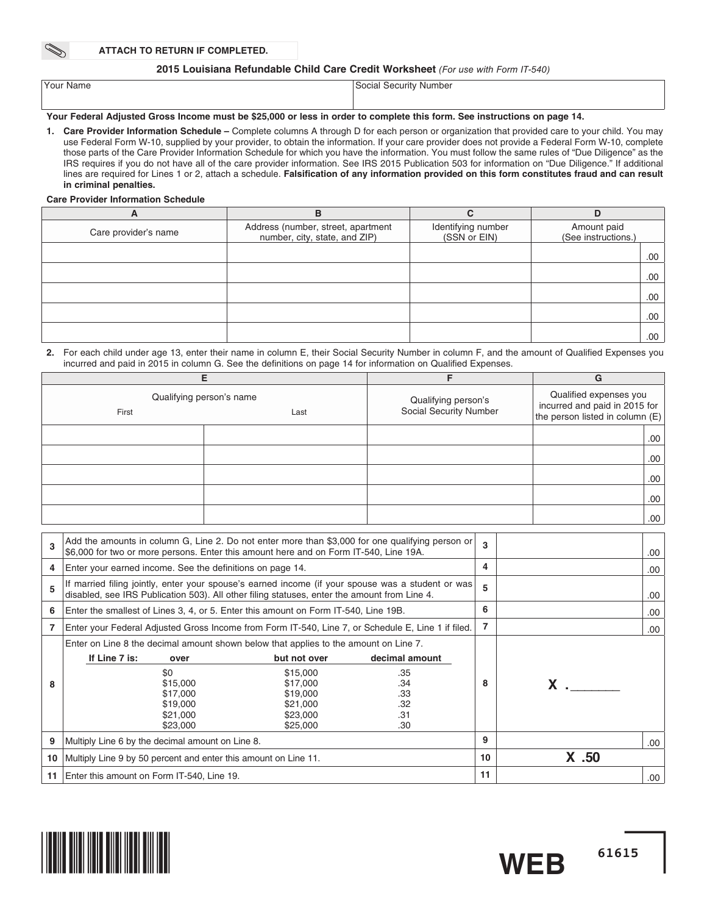**ATTACH TO RETURN IF COMPLETED.**

## 2015 Louisiana Refundable Child Care Credit Worksheet *(For use with Form IT-540)*

| Your Name | Social Security Number |
|---|---|
| | |

**Your Federal Adjusted Gross Income must be $25,000 or less in order to complete this form. See instructions on page 14.**

1. **Care Provider Information Schedule –** Complete columns A through D for each person or organization that provided care to your child. You may use Federal Form W-10, supplied by your provider, to obtain the information. If your care provider does not provide a Federal Form W-10, complete those parts of the Care Provider Information Schedule for which you have the information. You must follow the same rules of "Due Diligence" as the IRS requires if you do not have all of the care provider information. See IRS 2015 Publication 503 for information on "Due Diligence." If additional lines are required for Lines 1 or 2, attach a schedule. **Falsification of any information provided on this form constitutes fraud and can result in criminal penalties.**

**Care Provider Information Schedule**

| A | B | C | D |
|---|---|---|---|
| Care provider's name | Address (number, street, apartment number, city, state, and ZIP) | Identifying number (SSN or EIN) | Amount paid (See instructions.) |
| | | | .00 |
| | | | .00 |
| | | | .00 |
| | | | .00 |
| | | | .00 |

2. For each child under age 13, enter their name in column E, their Social Security Number in column F, and the amount of Qualified Expenses you incurred and paid in 2015 in column G. See the definitions on page 14 for information on Qualified Expenses.

| E | | F | G |
|---|---|---|---|
| Qualifying person's name | | Qualifying person's Social Security Number | Qualified expenses you incurred and paid in 2015 for the person listed in column (E) |
| First | Last | | |
| | | | .00 |
| | | | .00 |
| | | | .00 |
| | | | .00 |
| | | | .00 |

| | | | |
|---|---|---|---|
| 3 | Add the amounts in column G, Line 2. Do not enter more than $3,000 for one qualifying person or $6,000 for two or more persons. Enter this amount here and on Form IT-540, Line 19A. | 3 | .00 |
| 4 | Enter your earned income. See the definitions on page 14. | 4 | .00 |
| 5 | If married filing jointly, enter your spouse's earned income (if your spouse was a student or was disabled, see IRS Publication 503). All other filing statuses, enter the amount from Line 4. | 5 | .00 |
| 6 | Enter the smallest of Lines 3, 4, or 5. Enter this amount on Form IT-540, Line 19B. | 6 | .00 |
| 7 | Enter your Federal Adjusted Gross Income from Form IT-540, Line 7, or Schedule E, Line 1 if filed. | 7 | .00 |
| 8 | Enter on Line 8 the decimal amount shown below that applies to the amount on Line 7. (see table below) | 8 | X .______ |
| 9 | Multiply Line 6 by the decimal amount on Line 8. | 9 | .00 |
| 10 | Multiply Line 9 by 50 percent and enter this amount on Line 11. | 10 | X .50 |
| 11 | Enter this amount on Form IT-540, Line 19. | 11 | .00 |

| If Line 7 is: over | but not over | decimal amount |
|---|---|---|
| $0 | $15,000 | .35 |
| $15,000 | $17,000 | .34 |
| $17,000 | $19,000 | .33 |
| $19,000 | $21,000 | .32 |
| $21,000 | $23,000 | .31 |
| $23,000 | $25,000 | .30 |

WEB 61615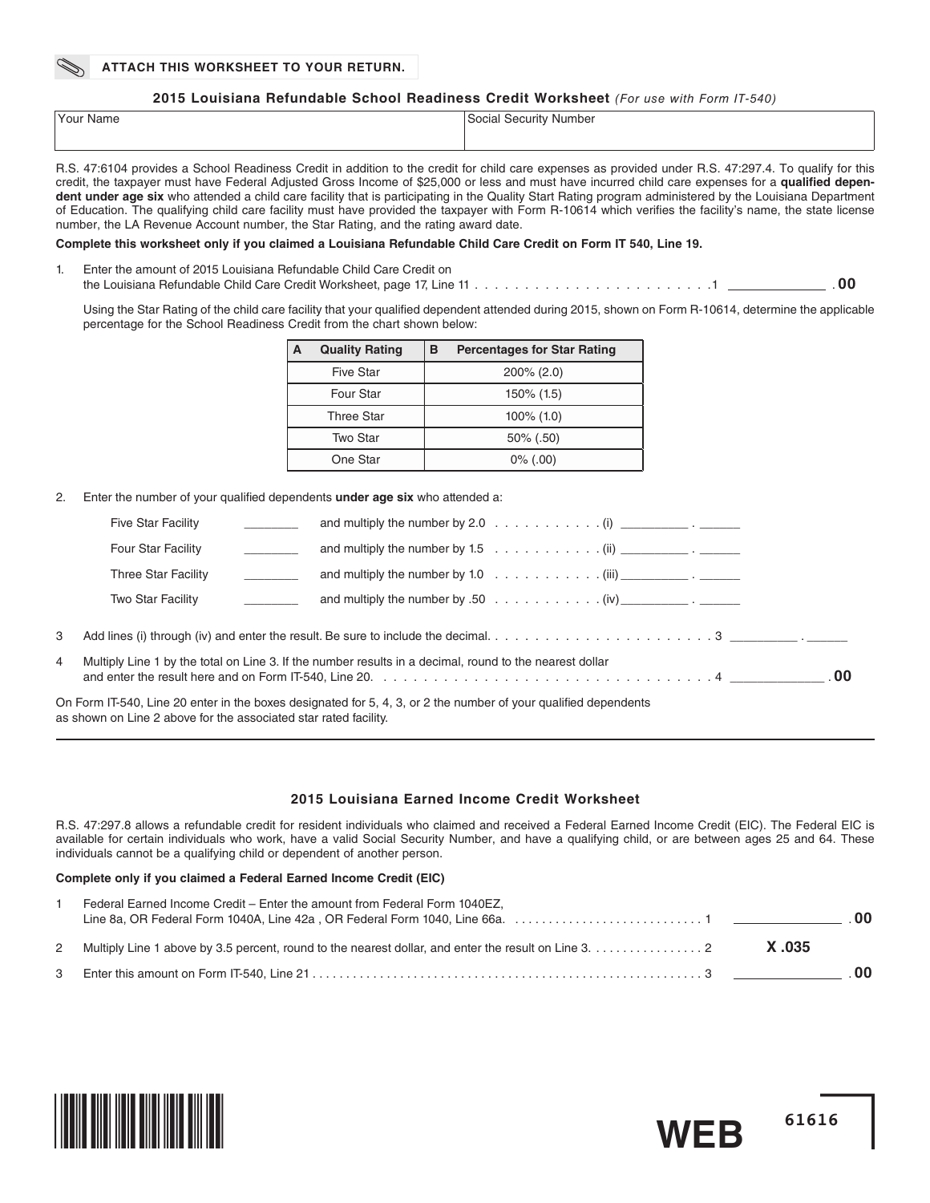**ATTACH THIS WORKSHEET TO YOUR RETURN.**

## 2015 Louisiana Refundable School Readiness Credit Worksheet *(For use with Form IT-540)*

| Your Name | Social Security Number |
|---|---|
| | |

R.S. 47:6104 provides a School Readiness Credit in addition to the credit for child care expenses as provided under R.S. 47:297.4. To qualify for this credit, the taxpayer must have Federal Adjusted Gross Income of $25,000 or less and must have incurred child care expenses for a **qualified dependent under age six** who attended a child care facility that is participating in the Quality Start Rating program administered by the Louisiana Department of Education. The qualifying child care facility must have provided the taxpayer with Form R-10614 which verifies the facility's name, the state license number, the LA Revenue Account number, the Star Rating, and the rating award date.

**Complete this worksheet only if you claimed a Louisiana Refundable Child Care Credit on Form IT 540, Line 19.**

1. Enter the amount of 2015 Louisiana Refundable Child Care Credit on the Louisiana Refundable Child Care Credit Worksheet, page 17, Line 11 . . . . . . . . . . . . . . . . . . . . . . . . . 1 \_\_\_\_\_\_\_\_\_\_ . **00**

Using the Star Rating of the child care facility that your qualified dependent attended during 2015, shown on Form R-10614, determine the applicable percentage for the School Readiness Credit from the chart shown below:

| A Quality Rating | B Percentages for Star Rating |
|---|---|
| Five Star | 200% (2.0) |
| Four Star | 150% (1.5) |
| Three Star | 100% (1.0) |
| Two Star | 50% (.50) |
| One Star | 0% (.00) |

2. Enter the number of your qualified dependents **under age six** who attended a:

| | | | |
|---|---|---|---|
| Five Star Facility | \_\_\_\_\_\_\_\_ | and multiply the number by 2.0 . . . . . . . . . . . (i) | \_\_\_\_\_\_\_\_\_\_ . \_\_\_\_\_\_ |
| Four Star Facility | \_\_\_\_\_\_\_\_ | and multiply the number by 1.5 . . . . . . . . . . . (ii) | \_\_\_\_\_\_\_\_\_\_ . \_\_\_\_\_\_ |
| Three Star Facility | \_\_\_\_\_\_\_\_ | and multiply the number by 1.0 . . . . . . . . . . . (iii) | \_\_\_\_\_\_\_\_\_\_ . \_\_\_\_\_\_ |
| Two Star Facility | \_\_\_\_\_\_\_\_ | and multiply the number by .50 . . . . . . . . . . . (iv) | \_\_\_\_\_\_\_\_\_\_ . \_\_\_\_\_\_ |

3 Add lines (i) through (iv) and enter the result. Be sure to include the decimal. . . . . . . . . . . . . . . . . . . . . . . . . 3 \_\_\_\_\_\_\_\_\_\_ . \_\_\_\_\_\_

4 Multiply Line 1 by the total on Line 3. If the number results in a decimal, round to the nearest dollar and enter the result here and on Form IT-540, Line 20. . . . . . . . . . . . . . . . . . . . . . . . . . . . . . . . . . . . . 4 \_\_\_\_\_\_\_\_\_\_ . **00**

On Form IT-540, Line 20 enter in the boxes designated for 5, 4, 3, or 2 the number of your qualified dependents as shown on Line 2 above for the associated star rated facility.

---

## 2015 Louisiana Earned Income Credit Worksheet

R.S. 47:297.8 allows a refundable credit for resident individuals who claimed and received a Federal Earned Income Credit (EIC). The Federal EIC is available for certain individuals who work, have a valid Social Security Number, and have a qualifying child, or are between ages 25 and 64. These individuals cannot be a qualifying child or dependent of another person.

**Complete only if you claimed a Federal Earned Income Credit (EIC)**

1 Federal Earned Income Credit – Enter the amount from Federal Form 1040EZ, Line 8a, OR Federal Form 1040A, Line 42a , OR Federal Form 1040, Line 66a. . . . . . . . . . . . . . . . . . . . . . . . . . . . 1 \_\_\_\_\_\_\_\_\_\_ . **00**

2 Multiply Line 1 above by 3.5 percent, round to the nearest dollar, and enter the result on Line 3. . . . . . . . . . . . . . . . 2 **X .035**

3 Enter this amount on Form IT-540, Line 21 . . . . . . . . . . . . . . . . . . . . . . . . . . . . . . . . . . . . . . . . . . . . . . . . . . . . 3 \_\_\_\_\_\_\_\_\_\_ . **00**

**WEB** 61616